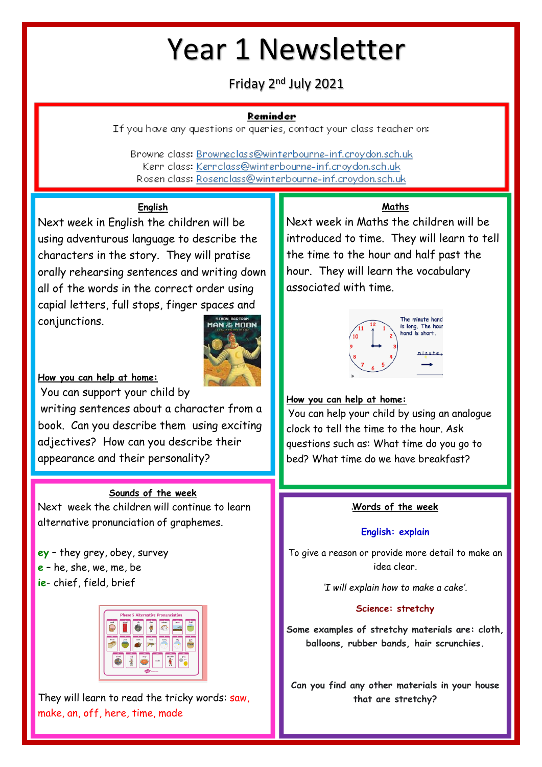# Year 1 Newsletter

Friday 2nd July 2021

**Reminder**

If you have any questions or queries, contact your class teacher on:

Browne class: Browneclass@winterbourne-inf.croydon.sch.uk
Kerr class: Kerrclass@winterbourne-inf.croydon.sch.uk
Rosen class: Rosenclass@winterbourne-inf.croydon.sch.uk

## English

Next week in English the children will be using adventurous language to describe the characters in the story. They will pratise orally rehearsing sentences and writing down all of the words in the correct order using capial letters, full stops, finger spaces and conjunctions.

**How you can help at home:**

You can support your child by writing sentences about a character from a book. Can you describe them using exciting adjectives? How can you describe their appearance and their personality?

## Maths

Next week in Maths the children will be introduced to time. They will learn to tell the time to the hour and half past the hour. They will learn the vocabulary associated with time.

**How you can help at home:**

You can help your child by using an analogue clock to tell the time to the hour. Ask questions such as: What time do you go to bed? What time do we have breakfast?

## Sounds of the week

Next week the children will continue to learn alternative pronunciation of graphemes.

**ey** – they grey, obey, survey
**e** – he, she, we, me, be
**ie**- chief, field, brief

They will learn to read the tricky words: saw, make, an, off, here, time, made

## Words of the week

**English: explain**

To give a reason or provide more detail to make an idea clear.

*'I will explain how to make a cake'.*

**Science: stretchy**

Some examples of stretchy materials are: cloth, balloons, rubber bands, hair scrunchies.

Can you find any other materials in your house that are stretchy?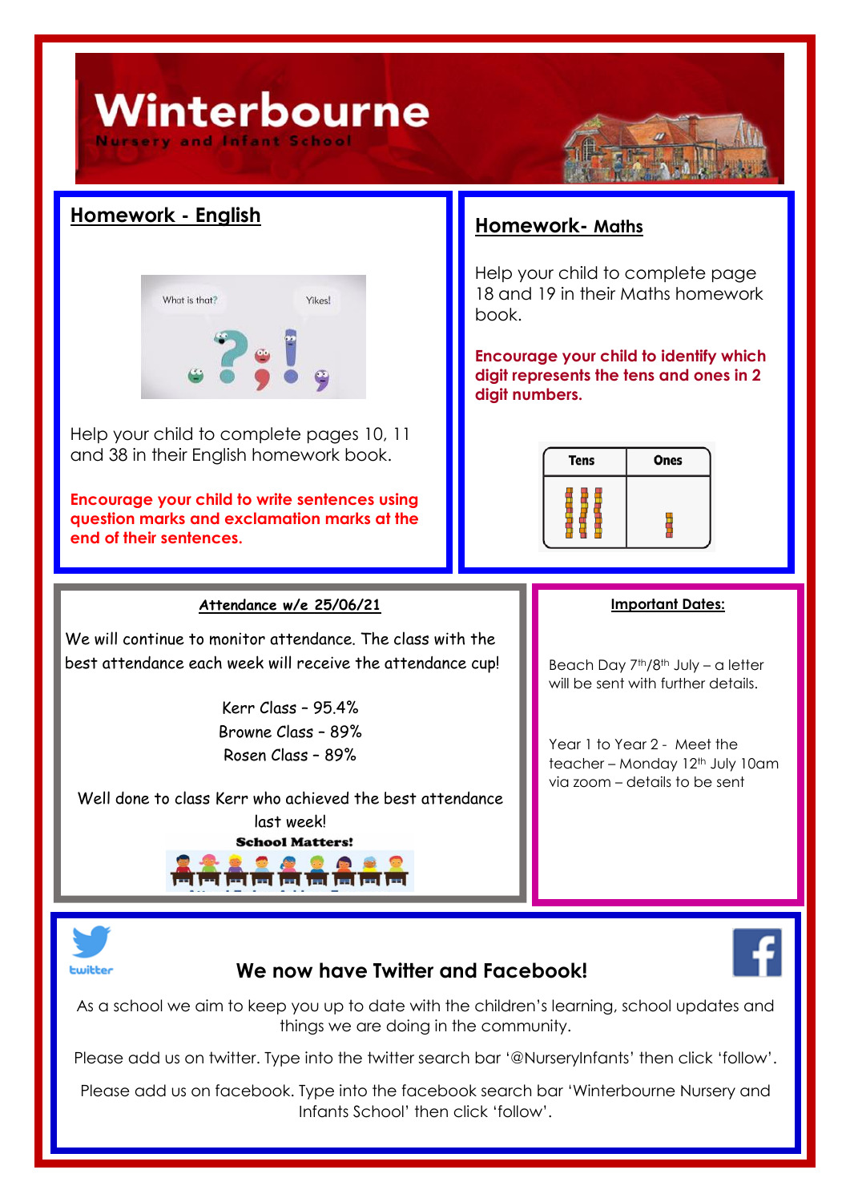# Winterbourne

Nursery and Infant School

## Homework - English

What is that? Yikes!

Help your child to complete pages 10, 11 and 38 in their English homework book.

**Encourage your child to write sentences using question marks and exclamation marks at the end of their sentences.**

## Homework- Maths

Help your child to complete page 18 and 19 in their Maths homework book.

**Encourage your child to identify which digit represents the tens and ones in 2 digit numbers.**

Tens

Ones

### Attendance w/e 25/06/21

We will continue to monitor attendance. The class with the best attendance each week will receive the attendance cup!

Kerr Class – 95.4%
Browne Class – 89%
Rosen Class – 89%

Well done to class Kerr who achieved the best attendance last week!

**School Matters!**

### Important Dates:

Beach Day 7th/8th July – a letter will be sent with further details.

Year 1 to Year 2 - Meet the teacher – Monday 12th July 10am via zoom – details to be sent

## We now have Twitter and Facebook!

As a school we aim to keep you up to date with the children's learning, school updates and things we are doing in the community.

Please add us on twitter. Type into the twitter search bar '@NurseryInfants' then click 'follow'.

Please add us on facebook. Type into the facebook search bar 'Winterbourne Nursery and Infants School' then click 'follow'.